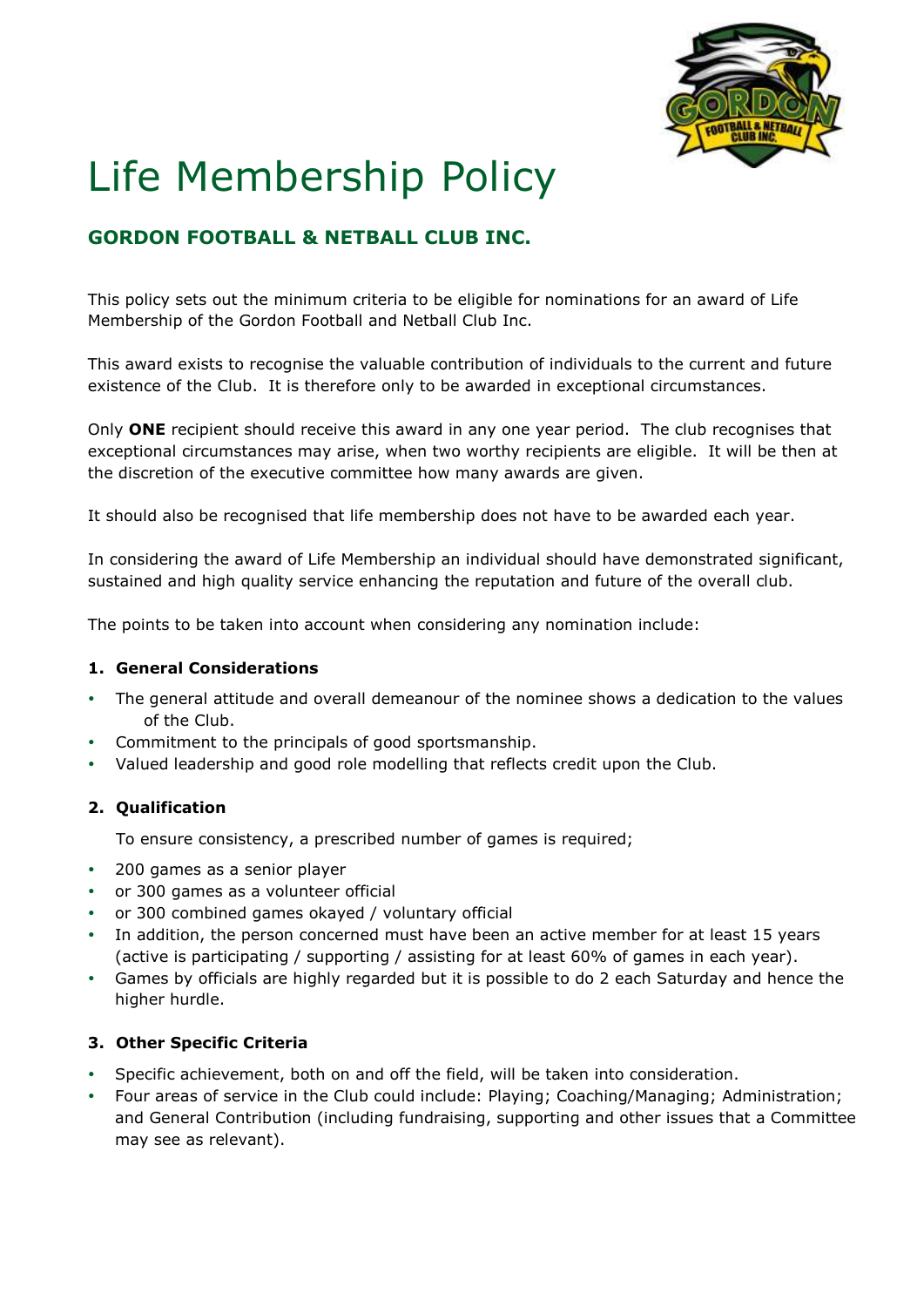# Life Membership Policy

## GORDON FOOTBALL & NETBALL CLUB INC.

This policy sets out the minimum criteria to be eligible for nominations for an award of Life Membership of the Gordon Football and Netball Club Inc.

This award exists to recognise the valuable contribution of individuals to the current and future existence of the Club. It is therefore only to be awarded in exceptional circumstances.

Only **ONE** recipient should receive this award in any one year period. The club recognises that exceptional circumstances may arise, when two worthy recipients are eligible. It will be then at the discretion of the executive committee how many awards are given.

It should also be recognised that life membership does not have to be awarded each year.

In considering the award of Life Membership an individual should have demonstrated significant, sustained and high quality service enhancing the reputation and future of the overall club.

The points to be taken into account when considering any nomination include:

### 1. General Considerations

- The general attitude and overall demeanour of the nominee shows a dedication to the values of the Club.
- Commitment to the principals of good sportsmanship.
- Valued leadership and good role modelling that reflects credit upon the Club.

### 2. Qualification

To ensure consistency, a prescribed number of games is required;

- 200 games as a senior player
- or 300 games as a volunteer official
- or 300 combined games okayed / voluntary official
- In addition, the person concerned must have been an active member for at least 15 years (active is participating / supporting / assisting for at least 60% of games in each year).
- Games by officials are highly regarded but it is possible to do 2 each Saturday and hence the higher hurdle.

### 3. Other Specific Criteria

- Specific achievement, both on and off the field, will be taken into consideration.
- Four areas of service in the Club could include: Playing; Coaching/Managing; Administration; and General Contribution (including fundraising, supporting and other issues that a Committee may see as relevant).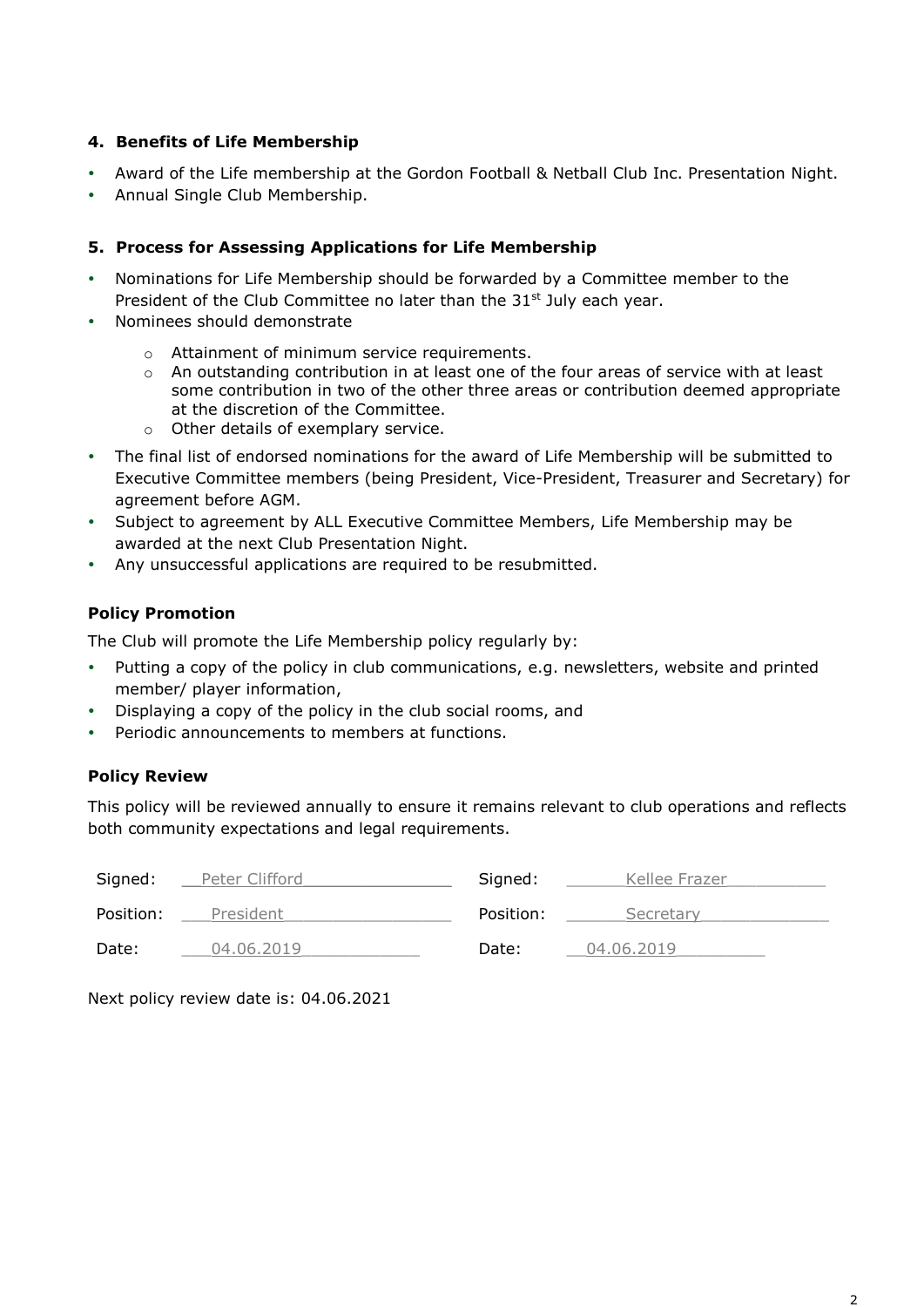#### 4. Benefits of Life Membership

- Award of the Life membership at the Gordon Football & Netball Club Inc. Presentation Night.
- Annual Single Club Membership.

#### 5. Process for Assessing Applications for Life Membership

- Nominations for Life Membership should be forwarded by a Committee member to the President of the Club Committee no later than the 31st July each year.
- Nominees should demonstrate
  - Attainment of minimum service requirements.
  - An outstanding contribution in at least one of the four areas of service with at least some contribution in two of the other three areas or contribution deemed appropriate at the discretion of the Committee.
  - Other details of exemplary service.
- The final list of endorsed nominations for the award of Life Membership will be submitted to Executive Committee members (being President, Vice-President, Treasurer and Secretary) for agreement before AGM.
- Subject to agreement by ALL Executive Committee Members, Life Membership may be awarded at the next Club Presentation Night.
- Any unsuccessful applications are required to be resubmitted.

**Policy Promotion**

The Club will promote the Life Membership policy regularly by:

- Putting a copy of the policy in club communications, e.g. newsletters, website and printed member/ player information,
- Displaying a copy of the policy in the club social rooms, and
- Periodic announcements to members at functions.

**Policy Review**

This policy will be reviewed annually to ensure it remains relevant to club operations and reflects both community expectations and legal requirements.

| | | | |
|---|---|---|---|
| Signed: | Peter Clifford | Signed: | Kellee Frazer |
| Position: | President | Position: | Secretary |
| Date: | 04.06.2019 | Date: | 04.06.2019 |

Next policy review date is: 04.06.2021